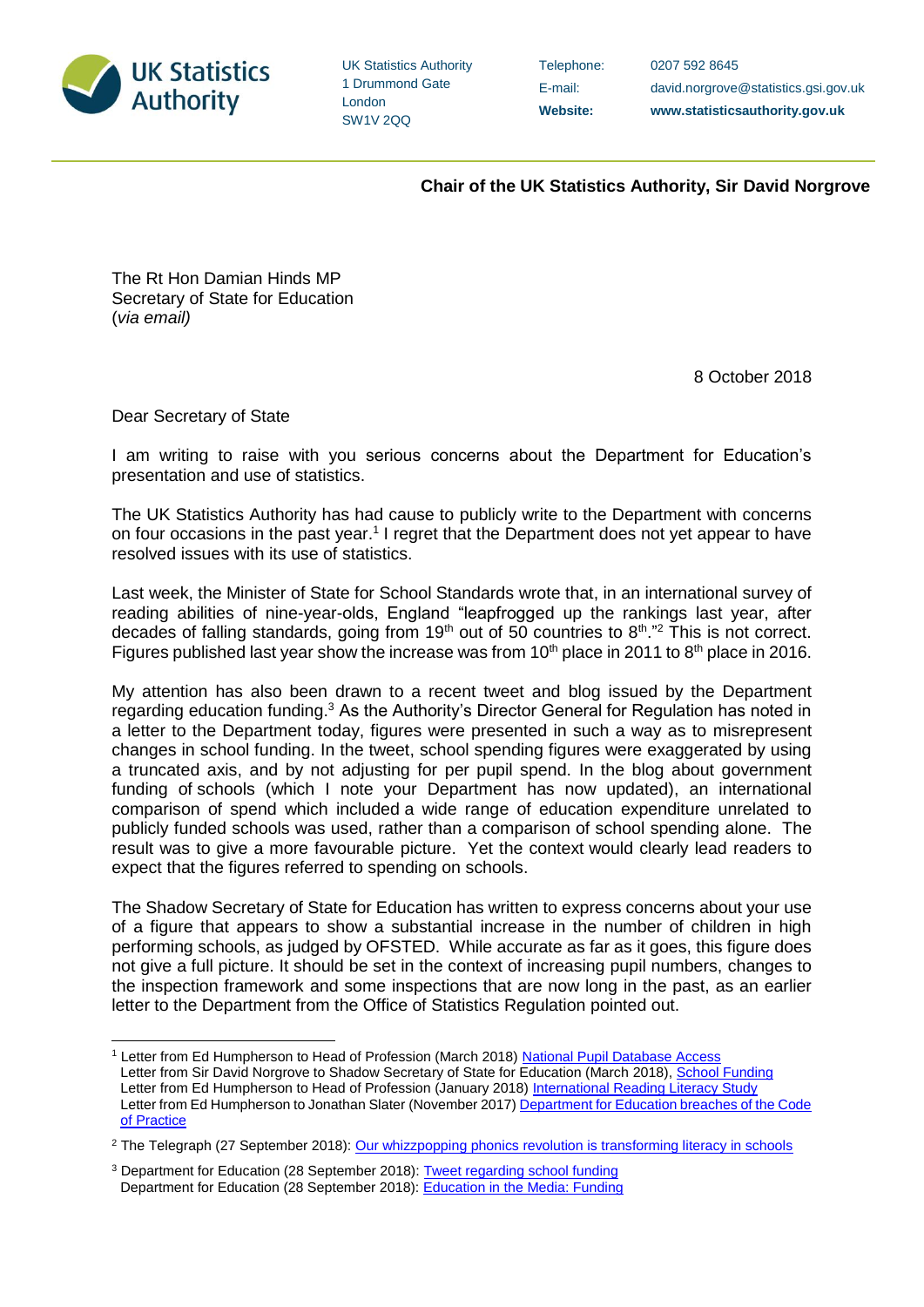**UK Statistics Authority**

UK Statistics Authority
1 Drummond Gate
London
SW1V 2QQ

Telephone: 0207 592 8645
E-mail: david.norgrove@statistics.gsi.gov.uk
**Website:** **www.statisticsauthority.gov.uk**

**Chair of the UK Statistics Authority, Sir David Norgrove**

The Rt Hon Damian Hinds MP
Secretary of State for Education
(*via email)*

8 October 2018

Dear Secretary of State

I am writing to raise with you serious concerns about the Department for Education's presentation and use of statistics.

The UK Statistics Authority has had cause to publicly write to the Department with concerns on four occasions in the past year.[1] I regret that the Department does not yet appear to have resolved issues with its use of statistics.

Last week, the Minister of State for School Standards wrote that, in an international survey of reading abilities of nine-year-olds, England "leapfrogged up the rankings last year, after decades of falling standards, going from 19th out of 50 countries to 8th."[2] This is not correct. Figures published last year show the increase was from 10th place in 2011 to 8th place in 2016.

My attention has also been drawn to a recent tweet and blog issued by the Department regarding education funding.[3] As the Authority's Director General for Regulation has noted in a letter to the Department today, figures were presented in such a way as to misrepresent changes in school funding. In the tweet, school spending figures were exaggerated by using a truncated axis, and by not adjusting for per pupil spend. In the blog about government funding of schools (which I note your Department has now updated), an international comparison of spend which included a wide range of education expenditure unrelated to publicly funded schools was used, rather than a comparison of school spending alone. The result was to give a more favourable picture. Yet the context would clearly lead readers to expect that the figures referred to spending on schools.

The Shadow Secretary of State for Education has written to express concerns about your use of a figure that appears to show a substantial increase in the number of children in high performing schools, as judged by OFSTED. While accurate as far as it goes, this figure does not give a full picture. It should be set in the context of increasing pupil numbers, changes to the inspection framework and some inspections that are now long in the past, as an earlier letter to the Department from the Office of Statistics Regulation pointed out.

---

[1] Letter from Ed Humpherson to Head of Profession (March 2018) National Pupil Database Access
Letter from Sir David Norgrove to Shadow Secretary of State for Education (March 2018), School Funding
Letter from Ed Humpherson to Head of Profession (January 2018) International Reading Literacy Study
Letter from Ed Humpherson to Jonathan Slater (November 2017) Department for Education breaches of the Code of Practice

[2] The Telegraph (27 September 2018): Our whizzpopping phonics revolution is transforming literacy in schools

[3] Department for Education (28 September 2018): Tweet regarding school funding
Department for Education (28 September 2018): Education in the Media: Funding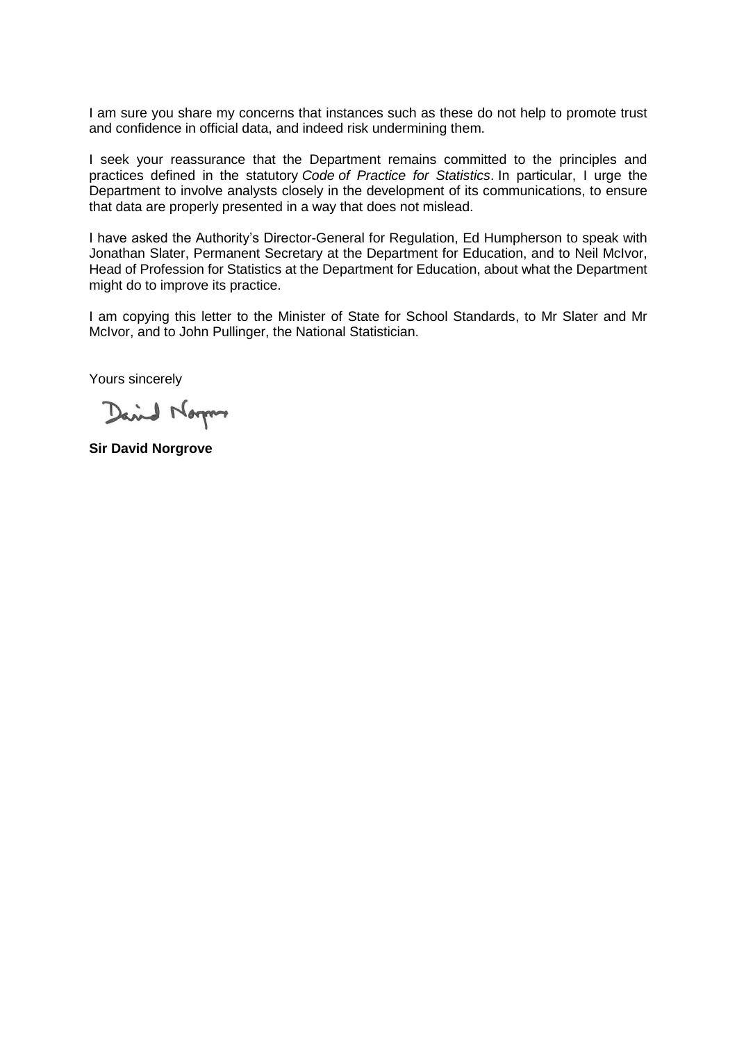I am sure you share my concerns that instances such as these do not help to promote trust and confidence in official data, and indeed risk undermining them.

I seek your reassurance that the Department remains committed to the principles and practices defined in the statutory *Code of Practice for Statistics*. In particular, I urge the Department to involve analysts closely in the development of its communications, to ensure that data are properly presented in a way that does not mislead.

I have asked the Authority's Director-General for Regulation, Ed Humpherson to speak with Jonathan Slater, Permanent Secretary at the Department for Education, and to Neil McIvor, Head of Profession for Statistics at the Department for Education, about what the Department might do to improve its practice.

I am copying this letter to the Minister of State for School Standards, to Mr Slater and Mr McIvor, and to John Pullinger, the National Statistician.

Yours sincerely

**Sir David Norgrove**